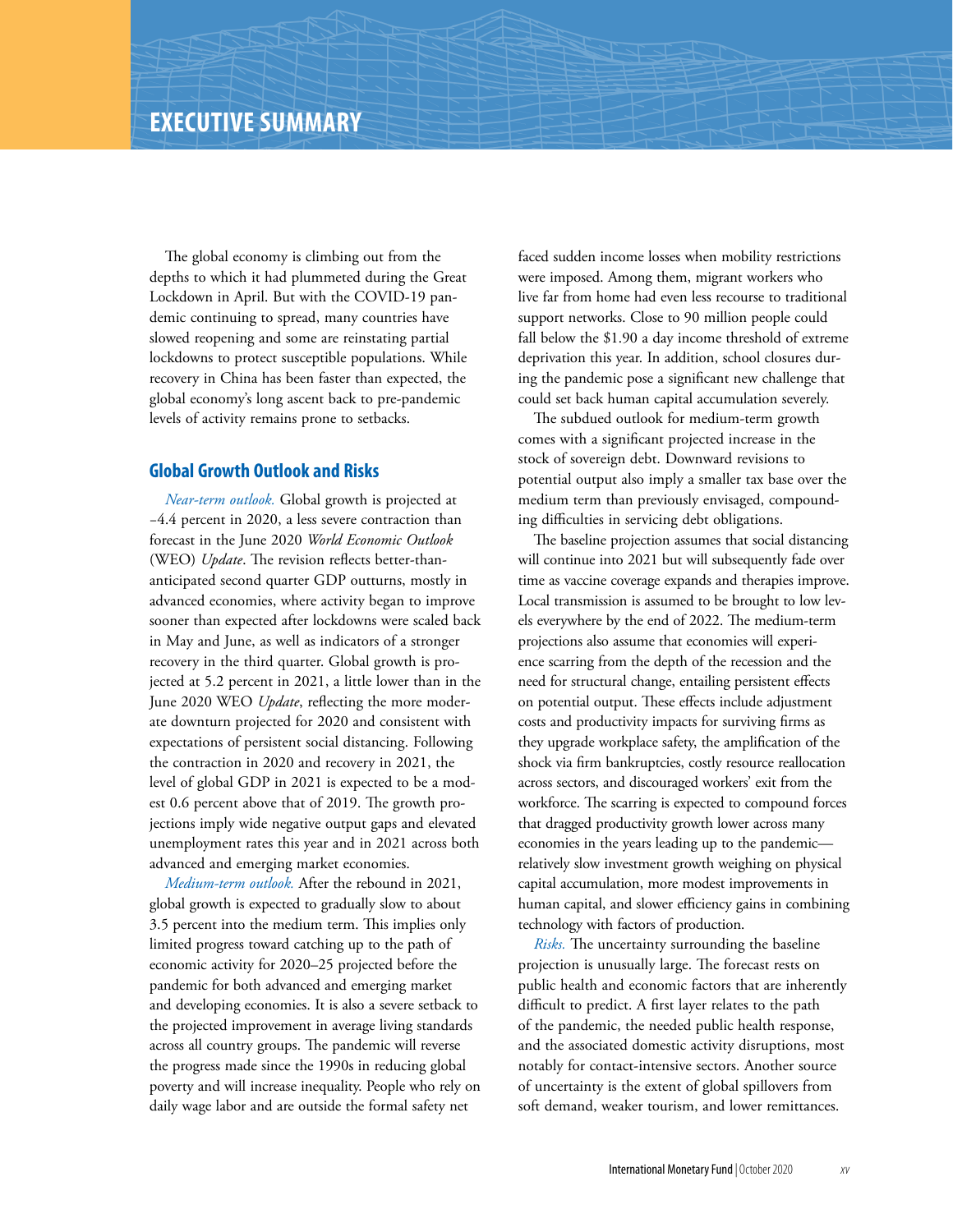# EXECUTIVE SUMMARY

The global economy is climbing out from the depths to which it had plummeted during the Great Lockdown in April. But with the COVID-19 pandemic continuing to spread, many countries have slowed reopening and some are reinstating partial lockdowns to protect susceptible populations. While recovery in China has been faster than expected, the global economy's long ascent back to pre-pandemic levels of activity remains prone to setbacks.

## Global Growth Outlook and Risks

*Near-term outlook.* Global growth is projected at –4.4 percent in 2020, a less severe contraction than forecast in the June 2020 *World Economic Outlook* (WEO) *Update*. The revision reflects better-than-anticipated second quarter GDP outturns, mostly in advanced economies, where activity began to improve sooner than expected after lockdowns were scaled back in May and June, as well as indicators of a stronger recovery in the third quarter. Global growth is projected at 5.2 percent in 2021, a little lower than in the June 2020 WEO *Update*, reflecting the more moderate downturn projected for 2020 and consistent with expectations of persistent social distancing. Following the contraction in 2020 and recovery in 2021, the level of global GDP in 2021 is expected to be a modest 0.6 percent above that of 2019. The growth projections imply wide negative output gaps and elevated unemployment rates this year and in 2021 across both advanced and emerging market economies.

*Medium-term outlook.* After the rebound in 2021, global growth is expected to gradually slow to about 3.5 percent into the medium term. This implies only limited progress toward catching up to the path of economic activity for 2020–25 projected before the pandemic for both advanced and emerging market and developing economies. It is also a severe setback to the projected improvement in average living standards across all country groups. The pandemic will reverse the progress made since the 1990s in reducing global poverty and will increase inequality. People who rely on daily wage labor and are outside the formal safety net faced sudden income losses when mobility restrictions were imposed. Among them, migrant workers who live far from home had even less recourse to traditional support networks. Close to 90 million people could fall below the $1.90 a day income threshold of extreme deprivation this year. In addition, school closures during the pandemic pose a significant new challenge that could set back human capital accumulation severely.

The subdued outlook for medium-term growth comes with a significant projected increase in the stock of sovereign debt. Downward revisions to potential output also imply a smaller tax base over the medium term than previously envisaged, compounding difficulties in servicing debt obligations.

The baseline projection assumes that social distancing will continue into 2021 but will subsequently fade over time as vaccine coverage expands and therapies improve. Local transmission is assumed to be brought to low levels everywhere by the end of 2022. The medium-term projections also assume that economies will experience scarring from the depth of the recession and the need for structural change, entailing persistent effects on potential output. These effects include adjustment costs and productivity impacts for surviving firms as they upgrade workplace safety, the amplification of the shock via firm bankruptcies, costly resource reallocation across sectors, and discouraged workers' exit from the workforce. The scarring is expected to compound forces that dragged productivity growth lower across many economies in the years leading up to the pandemic—relatively slow investment growth weighing on physical capital accumulation, more modest improvements in human capital, and slower efficiency gains in combining technology with factors of production.

*Risks.* The uncertainty surrounding the baseline projection is unusually large. The forecast rests on public health and economic factors that are inherently difficult to predict. A first layer relates to the path of the pandemic, the needed public health response, and the associated domestic activity disruptions, most notably for contact-intensive sectors. Another source of uncertainty is the extent of global spillovers from soft demand, weaker tourism, and lower remittances.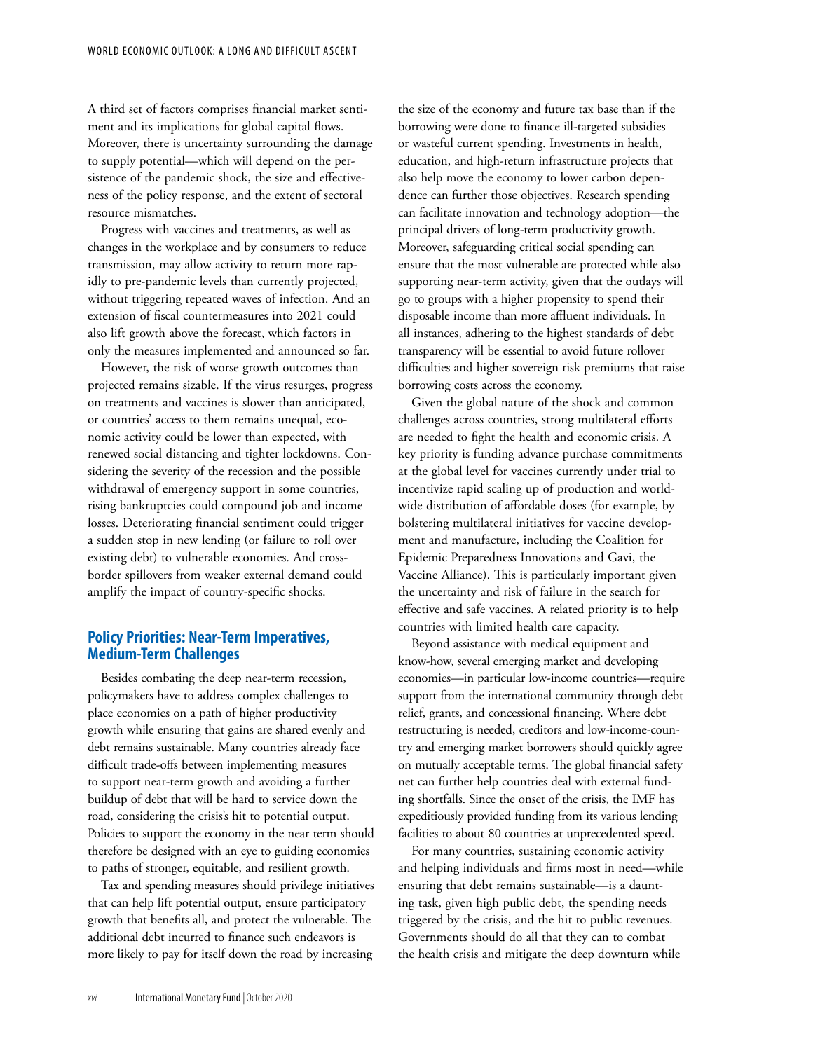A third set of factors comprises financial market sentiment and its implications for global capital flows. Moreover, there is uncertainty surrounding the damage to supply potential—which will depend on the persistence of the pandemic shock, the size and effectiveness of the policy response, and the extent of sectoral resource mismatches.

Progress with vaccines and treatments, as well as changes in the workplace and by consumers to reduce transmission, may allow activity to return more rapidly to pre-pandemic levels than currently projected, without triggering repeated waves of infection. And an extension of fiscal countermeasures into 2021 could also lift growth above the forecast, which factors in only the measures implemented and announced so far.

However, the risk of worse growth outcomes than projected remains sizable. If the virus resurges, progress on treatments and vaccines is slower than anticipated, or countries' access to them remains unequal, economic activity could be lower than expected, with renewed social distancing and tighter lockdowns. Considering the severity of the recession and the possible withdrawal of emergency support in some countries, rising bankruptcies could compound job and income losses. Deteriorating financial sentiment could trigger a sudden stop in new lending (or failure to roll over existing debt) to vulnerable economies. And cross-border spillovers from weaker external demand could amplify the impact of country-specific shocks.

## Policy Priorities: Near-Term Imperatives, Medium-Term Challenges

Besides combating the deep near-term recession, policymakers have to address complex challenges to place economies on a path of higher productivity growth while ensuring that gains are shared evenly and debt remains sustainable. Many countries already face difficult trade-offs between implementing measures to support near-term growth and avoiding a further buildup of debt that will be hard to service down the road, considering the crisis's hit to potential output. Policies to support the economy in the near term should therefore be designed with an eye to guiding economies to paths of stronger, equitable, and resilient growth.

Tax and spending measures should privilege initiatives that can help lift potential output, ensure participatory growth that benefits all, and protect the vulnerable. The additional debt incurred to finance such endeavors is more likely to pay for itself down the road by increasing the size of the economy and future tax base than if the borrowing were done to finance ill-targeted subsidies or wasteful current spending. Investments in health, education, and high-return infrastructure projects that also help move the economy to lower carbon dependence can further those objectives. Research spending can facilitate innovation and technology adoption—the principal drivers of long-term productivity growth. Moreover, safeguarding critical social spending can ensure that the most vulnerable are protected while also supporting near-term activity, given that the outlays will go to groups with a higher propensity to spend their disposable income than more affluent individuals. In all instances, adhering to the highest standards of debt transparency will be essential to avoid future rollover difficulties and higher sovereign risk premiums that raise borrowing costs across the economy.

Given the global nature of the shock and common challenges across countries, strong multilateral efforts are needed to fight the health and economic crisis. A key priority is funding advance purchase commitments at the global level for vaccines currently under trial to incentivize rapid scaling up of production and worldwide distribution of affordable doses (for example, by bolstering multilateral initiatives for vaccine development and manufacture, including the Coalition for Epidemic Preparedness Innovations and Gavi, the Vaccine Alliance). This is particularly important given the uncertainty and risk of failure in the search for effective and safe vaccines. A related priority is to help countries with limited health care capacity.

Beyond assistance with medical equipment and know-how, several emerging market and developing economies—in particular low-income countries—require support from the international community through debt relief, grants, and concessional financing. Where debt restructuring is needed, creditors and low-income-country and emerging market borrowers should quickly agree on mutually acceptable terms. The global financial safety net can further help countries deal with external funding shortfalls. Since the onset of the crisis, the IMF has expeditiously provided funding from its various lending facilities to about 80 countries at unprecedented speed.

For many countries, sustaining economic activity and helping individuals and firms most in need—while ensuring that debt remains sustainable—is a daunting task, given high public debt, the spending needs triggered by the crisis, and the hit to public revenues. Governments should do all that they can to combat the health crisis and mitigate the deep downturn while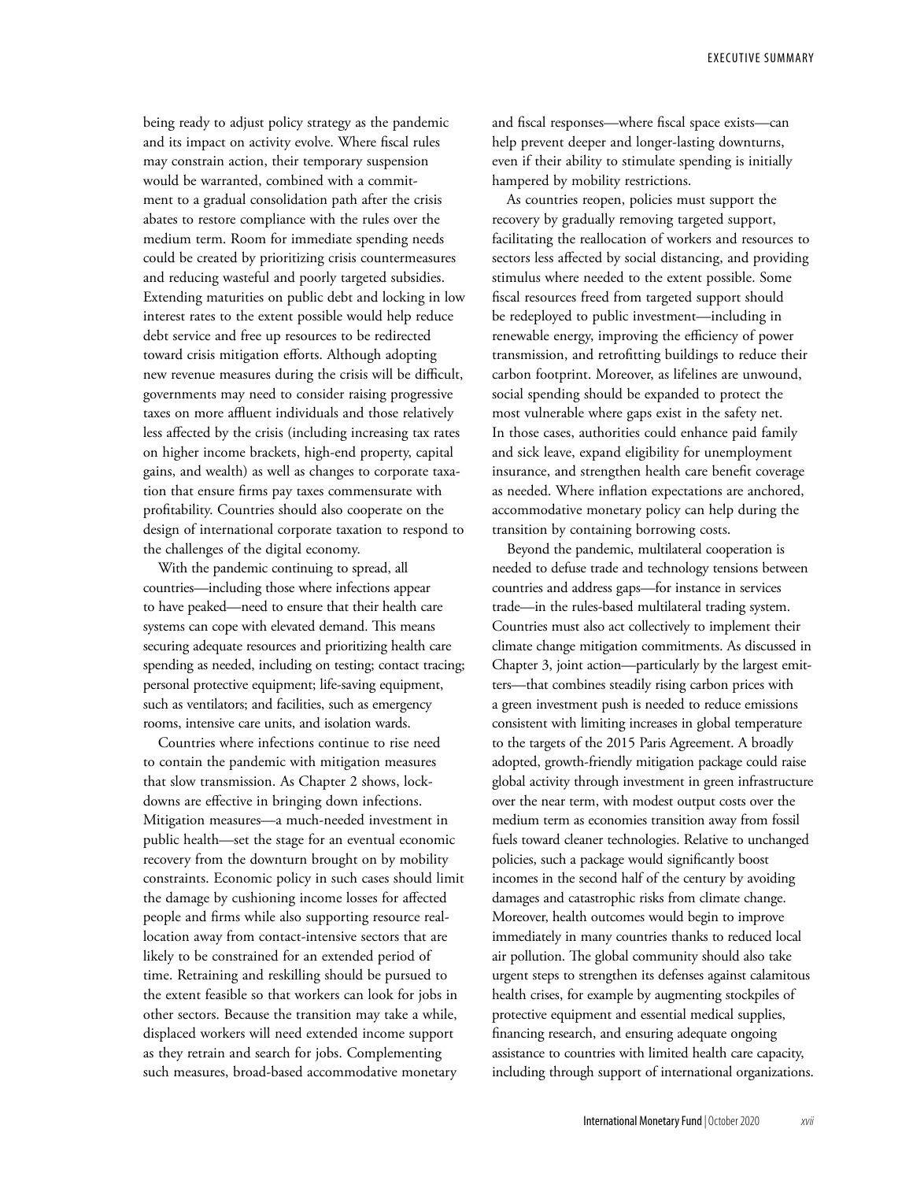being ready to adjust policy strategy as the pandemic and its impact on activity evolve. Where fiscal rules may constrain action, their temporary suspension would be warranted, combined with a commitment to a gradual consolidation path after the crisis abates to restore compliance with the rules over the medium term. Room for immediate spending needs could be created by prioritizing crisis countermeasures and reducing wasteful and poorly targeted subsidies. Extending maturities on public debt and locking in low interest rates to the extent possible would help reduce debt service and free up resources to be redirected toward crisis mitigation efforts. Although adopting new revenue measures during the crisis will be difficult, governments may need to consider raising progressive taxes on more affluent individuals and those relatively less affected by the crisis (including increasing tax rates on higher income brackets, high-end property, capital gains, and wealth) as well as changes to corporate taxation that ensure firms pay taxes commensurate with profitability. Countries should also cooperate on the design of international corporate taxation to respond to the challenges of the digital economy.

With the pandemic continuing to spread, all countries—including those where infections appear to have peaked—need to ensure that their health care systems can cope with elevated demand. This means securing adequate resources and prioritizing health care spending as needed, including on testing; contact tracing; personal protective equipment; life-saving equipment, such as ventilators; and facilities, such as emergency rooms, intensive care units, and isolation wards.

Countries where infections continue to rise need to contain the pandemic with mitigation measures that slow transmission. As Chapter 2 shows, lockdowns are effective in bringing down infections. Mitigation measures—a much-needed investment in public health—set the stage for an eventual economic recovery from the downturn brought on by mobility constraints. Economic policy in such cases should limit the damage by cushioning income losses for affected people and firms while also supporting resource reallocation away from contact-intensive sectors that are likely to be constrained for an extended period of time. Retraining and reskilling should be pursued to the extent feasible so that workers can look for jobs in other sectors. Because the transition may take a while, displaced workers will need extended income support as they retrain and search for jobs. Complementing such measures, broad-based accommodative monetary and fiscal responses—where fiscal space exists—can help prevent deeper and longer-lasting downturns, even if their ability to stimulate spending is initially hampered by mobility restrictions.

As countries reopen, policies must support the recovery by gradually removing targeted support, facilitating the reallocation of workers and resources to sectors less affected by social distancing, and providing stimulus where needed to the extent possible. Some fiscal resources freed from targeted support should be redeployed to public investment—including in renewable energy, improving the efficiency of power transmission, and retrofitting buildings to reduce their carbon footprint. Moreover, as lifelines are unwound, social spending should be expanded to protect the most vulnerable where gaps exist in the safety net. In those cases, authorities could enhance paid family and sick leave, expand eligibility for unemployment insurance, and strengthen health care benefit coverage as needed. Where inflation expectations are anchored, accommodative monetary policy can help during the transition by containing borrowing costs.

Beyond the pandemic, multilateral cooperation is needed to defuse trade and technology tensions between countries and address gaps—for instance in services trade—in the rules-based multilateral trading system. Countries must also act collectively to implement their climate change mitigation commitments. As discussed in Chapter 3, joint action—particularly by the largest emitters—that combines steadily rising carbon prices with a green investment push is needed to reduce emissions consistent with limiting increases in global temperature to the targets of the 2015 Paris Agreement. A broadly adopted, growth-friendly mitigation package could raise global activity through investment in green infrastructure over the near term, with modest output costs over the medium term as economies transition away from fossil fuels toward cleaner technologies. Relative to unchanged policies, such a package would significantly boost incomes in the second half of the century by avoiding damages and catastrophic risks from climate change. Moreover, health outcomes would begin to improve immediately in many countries thanks to reduced local air pollution. The global community should also take urgent steps to strengthen its defenses against calamitous health crises, for example by augmenting stockpiles of protective equipment and essential medical supplies, financing research, and ensuring adequate ongoing assistance to countries with limited health care capacity, including through support of international organizations.